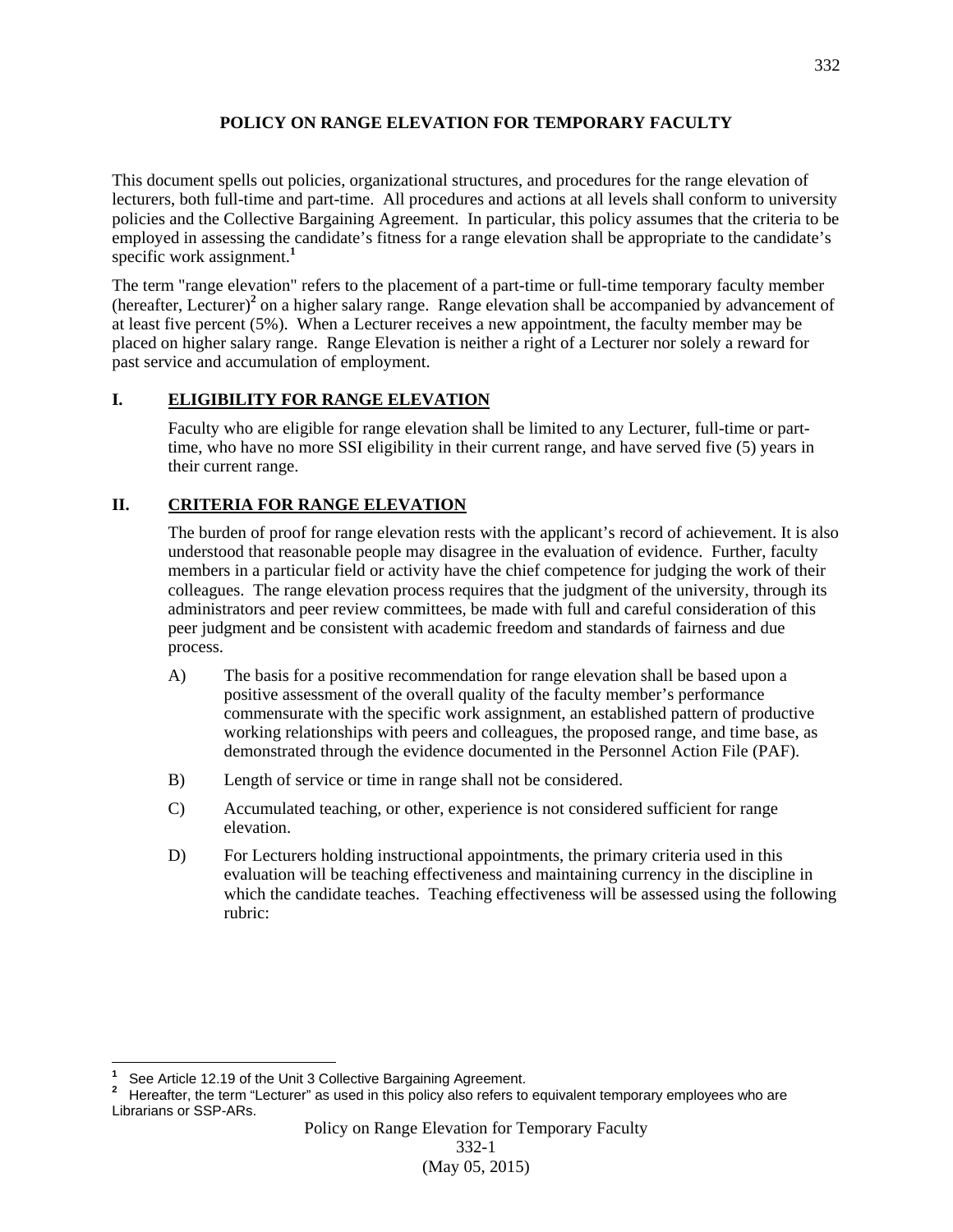# POLICY ON RANGE ELEVATION FOR TEMPORARY FACULTY

This document spells out policies, organizational structures, and procedures for the range elevation of lecturers, both full-time and part-time. All procedures and actions at all levels shall conform to university policies and the Collective Bargaining Agreement. In particular, this policy assumes that the criteria to be employed in assessing the candidate's fitness for a range elevation shall be appropriate to the candidate's specific work assignment.[1]

The term "range elevation" refers to the placement of a part-time or full-time temporary faculty member (hereafter, Lecturer)[2] on a higher salary range. Range elevation shall be accompanied by advancement of at least five percent (5%). When a Lecturer receives a new appointment, the faculty member may be placed on higher salary range. Range Elevation is neither a right of a Lecturer nor solely a reward for past service and accumulation of employment.

## I. ELIGIBILITY FOR RANGE ELEVATION

Faculty who are eligible for range elevation shall be limited to any Lecturer, full-time or part-time, who have no more SSI eligibility in their current range, and have served five (5) years in their current range.

## II. CRITERIA FOR RANGE ELEVATION

The burden of proof for range elevation rests with the applicant's record of achievement. It is also understood that reasonable people may disagree in the evaluation of evidence. Further, faculty members in a particular field or activity have the chief competence for judging the work of their colleagues. The range elevation process requires that the judgment of the university, through its administrators and peer review committees, be made with full and careful consideration of this peer judgment and be consistent with academic freedom and standards of fairness and due process.

A) The basis for a positive recommendation for range elevation shall be based upon a positive assessment of the overall quality of the faculty member's performance commensurate with the specific work assignment, an established pattern of productive working relationships with peers and colleagues, the proposed range, and time base, as demonstrated through the evidence documented in the Personnel Action File (PAF).

B) Length of service or time in range shall not be considered.

C) Accumulated teaching, or other, experience is not considered sufficient for range elevation.

D) For Lecturers holding instructional appointments, the primary criteria used in this evaluation will be teaching effectiveness and maintaining currency in the discipline in which the candidate teaches. Teaching effectiveness will be assessed using the following rubric:

---

[1] See Article 12.19 of the Unit 3 Collective Bargaining Agreement.

[2] Hereafter, the term "Lecturer" as used in this policy also refers to equivalent temporary employees who are Librarians or SSP-ARs.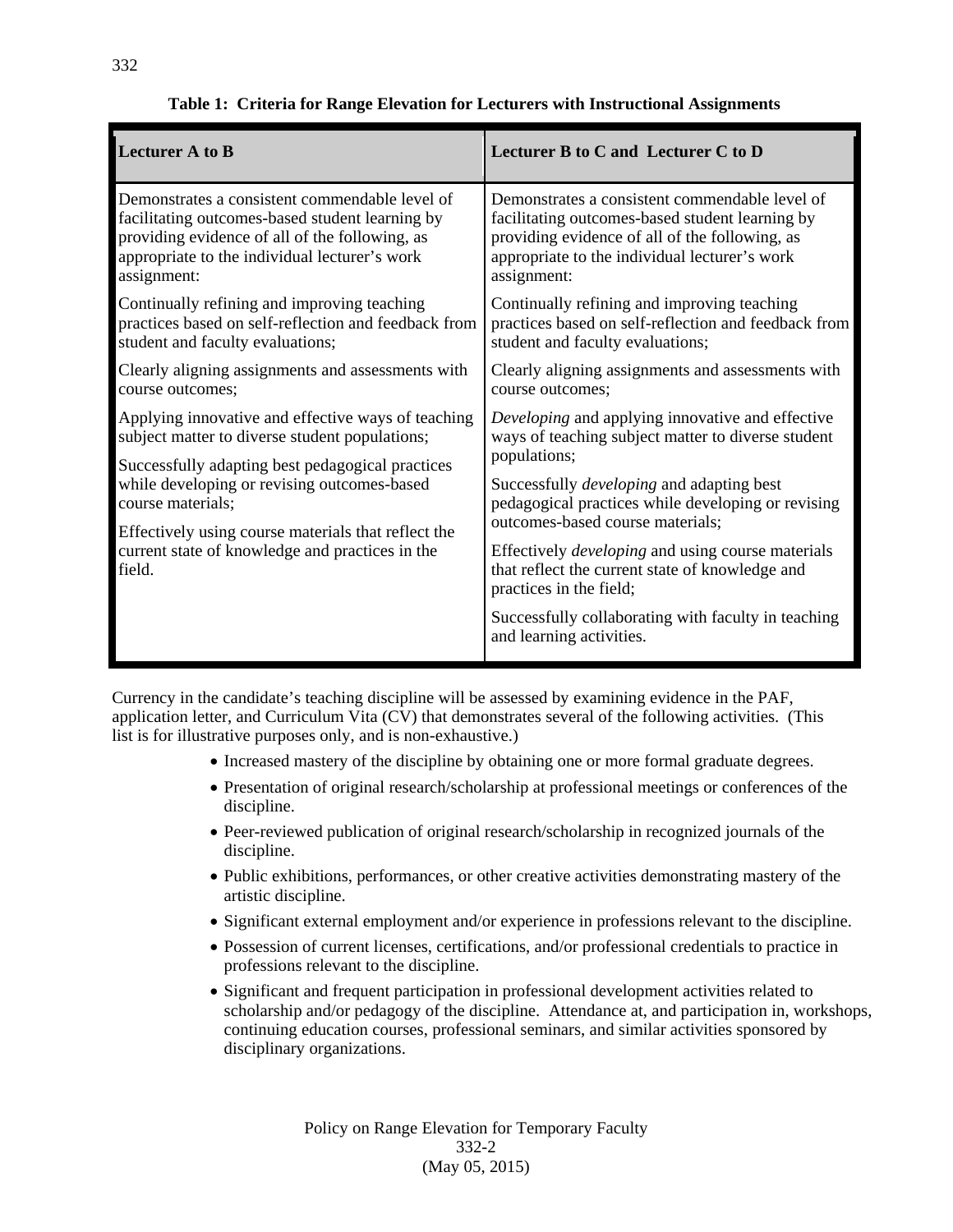**Table 1: Criteria for Range Elevation for Lecturers with Instructional Assignments**

| Lecturer A to B | Lecturer B to C and Lecturer C to D |
|---|---|
| Demonstrates a consistent commendable level of facilitating outcomes-based student learning by providing evidence of all of the following, as appropriate to the individual lecturer's work assignment: | Demonstrates a consistent commendable level of facilitating outcomes-based student learning by providing evidence of all of the following, as appropriate to the individual lecturer's work assignment: |
| Continually refining and improving teaching practices based on self-reflection and feedback from student and faculty evaluations; | Continually refining and improving teaching practices based on self-reflection and feedback from student and faculty evaluations; |
| Clearly aligning assignments and assessments with course outcomes; | Clearly aligning assignments and assessments with course outcomes; |
| Applying innovative and effective ways of teaching subject matter to diverse student populations; | *Developing* and applying innovative and effective ways of teaching subject matter to diverse student populations; |
| Successfully adapting best pedagogical practices while developing or revising outcomes-based course materials; | Successfully *developing* and adapting best pedagogical practices while developing or revising outcomes-based course materials; |
| Effectively using course materials that reflect the current state of knowledge and practices in the field. | Effectively *developing* and using course materials that reflect the current state of knowledge and practices in the field; |
| | Successfully collaborating with faculty in teaching and learning activities. |

Currency in the candidate's teaching discipline will be assessed by examining evidence in the PAF, application letter, and Curriculum Vita (CV) that demonstrates several of the following activities. (This list is for illustrative purposes only, and is non-exhaustive.)

- Increased mastery of the discipline by obtaining one or more formal graduate degrees.
- Presentation of original research/scholarship at professional meetings or conferences of the discipline.
- Peer-reviewed publication of original research/scholarship in recognized journals of the discipline.
- Public exhibitions, performances, or other creative activities demonstrating mastery of the artistic discipline.
- Significant external employment and/or experience in professions relevant to the discipline.
- Possession of current licenses, certifications, and/or professional credentials to practice in professions relevant to the discipline.
- Significant and frequent participation in professional development activities related to scholarship and/or pedagogy of the discipline. Attendance at, and participation in, workshops, continuing education courses, professional seminars, and similar activities sponsored by disciplinary organizations.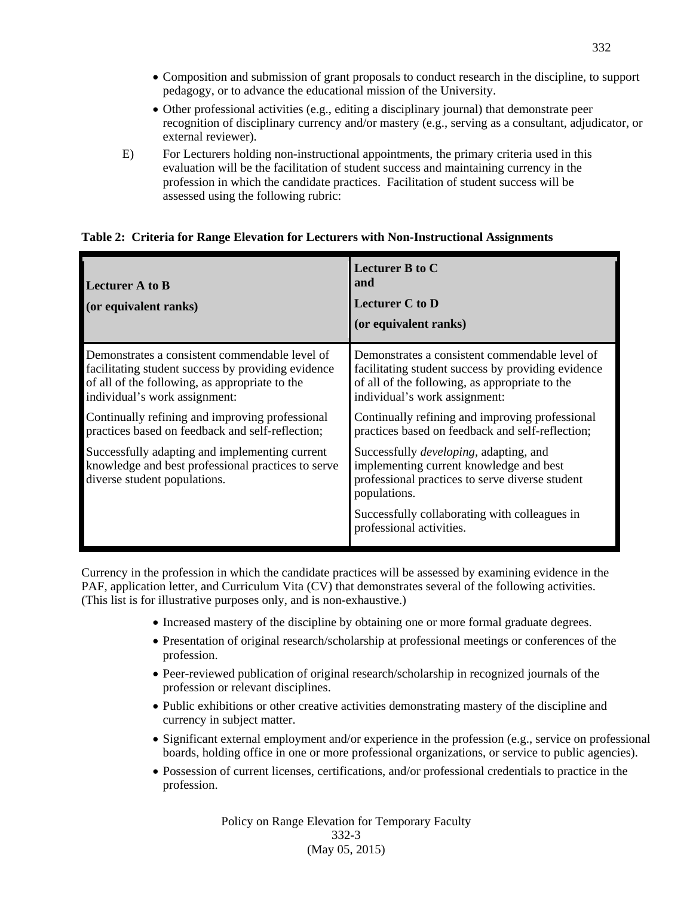- Composition and submission of grant proposals to conduct research in the discipline, to support pedagogy, or to advance the educational mission of the University.
- Other professional activities (e.g., editing a disciplinary journal) that demonstrate peer recognition of disciplinary currency and/or mastery (e.g., serving as a consultant, adjudicator, or external reviewer).

E) For Lecturers holding non-instructional appointments, the primary criteria used in this evaluation will be the facilitation of student success and maintaining currency in the profession in which the candidate practices. Facilitation of student success will be assessed using the following rubric:

**Table 2: Criteria for Range Elevation for Lecturers with Non-Instructional Assignments**

| **Lecturer A to B** <br> **(or equivalent ranks)** | **Lecturer B to C** <br> **and** <br> **Lecturer C to D** <br> **(or equivalent ranks)** |
|---|---|
| Demonstrates a consistent commendable level of facilitating student success by providing evidence of all of the following, as appropriate to the individual's work assignment: <br><br> Continually refining and improving professional practices based on feedback and self-reflection; <br><br> Successfully adapting and implementing current knowledge and best professional practices to serve diverse student populations. | Demonstrates a consistent commendable level of facilitating student success by providing evidence of all of the following, as appropriate to the individual's work assignment: <br><br> Continually refining and improving professional practices based on feedback and self-reflection; <br><br> Successfully *developing,* adapting, and implementing current knowledge and best professional practices to serve diverse student populations. <br><br> Successfully collaborating with colleagues in professional activities. |

Currency in the profession in which the candidate practices will be assessed by examining evidence in the PAF, application letter, and Curriculum Vita (CV) that demonstrates several of the following activities. (This list is for illustrative purposes only, and is non-exhaustive.)

- Increased mastery of the discipline by obtaining one or more formal graduate degrees.
- Presentation of original research/scholarship at professional meetings or conferences of the profession.
- Peer-reviewed publication of original research/scholarship in recognized journals of the profession or relevant disciplines.
- Public exhibitions or other creative activities demonstrating mastery of the discipline and currency in subject matter.
- Significant external employment and/or experience in the profession (e.g., service on professional boards, holding office in one or more professional organizations, or service to public agencies).
- Possession of current licenses, certifications, and/or professional credentials to practice in the profession.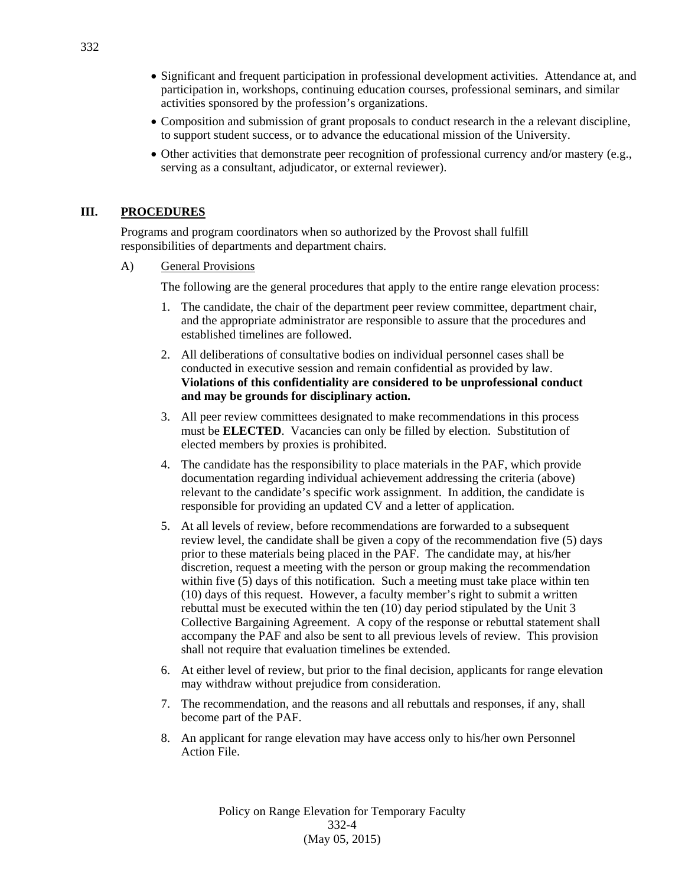- Significant and frequent participation in professional development activities. Attendance at, and participation in, workshops, continuing education courses, professional seminars, and similar activities sponsored by the profession's organizations.
- Composition and submission of grant proposals to conduct research in the a relevant discipline, to support student success, or to advance the educational mission of the University.
- Other activities that demonstrate peer recognition of professional currency and/or mastery (e.g., serving as a consultant, adjudicator, or external reviewer).

## III. PROCEDURES

Programs and program coordinators when so authorized by the Provost shall fulfill responsibilities of departments and department chairs.

### A) General Provisions

The following are the general procedures that apply to the entire range elevation process:

1. The candidate, the chair of the department peer review committee, department chair, and the appropriate administrator are responsible to assure that the procedures and established timelines are followed.
2. All deliberations of consultative bodies on individual personnel cases shall be conducted in executive session and remain confidential as provided by law. **Violations of this confidentiality are considered to be unprofessional conduct and may be grounds for disciplinary action.**
3. All peer review committees designated to make recommendations in this process must be **ELECTED**. Vacancies can only be filled by election. Substitution of elected members by proxies is prohibited.
4. The candidate has the responsibility to place materials in the PAF, which provide documentation regarding individual achievement addressing the criteria (above) relevant to the candidate's specific work assignment. In addition, the candidate is responsible for providing an updated CV and a letter of application.
5. At all levels of review, before recommendations are forwarded to a subsequent review level, the candidate shall be given a copy of the recommendation five (5) days prior to these materials being placed in the PAF. The candidate may, at his/her discretion, request a meeting with the person or group making the recommendation within five (5) days of this notification. Such a meeting must take place within ten (10) days of this request. However, a faculty member's right to submit a written rebuttal must be executed within the ten (10) day period stipulated by the Unit 3 Collective Bargaining Agreement. A copy of the response or rebuttal statement shall accompany the PAF and also be sent to all previous levels of review. This provision shall not require that evaluation timelines be extended.
6. At either level of review, but prior to the final decision, applicants for range elevation may withdraw without prejudice from consideration.
7. The recommendation, and the reasons and all rebuttals and responses, if any, shall become part of the PAF.
8. An applicant for range elevation may have access only to his/her own Personnel Action File.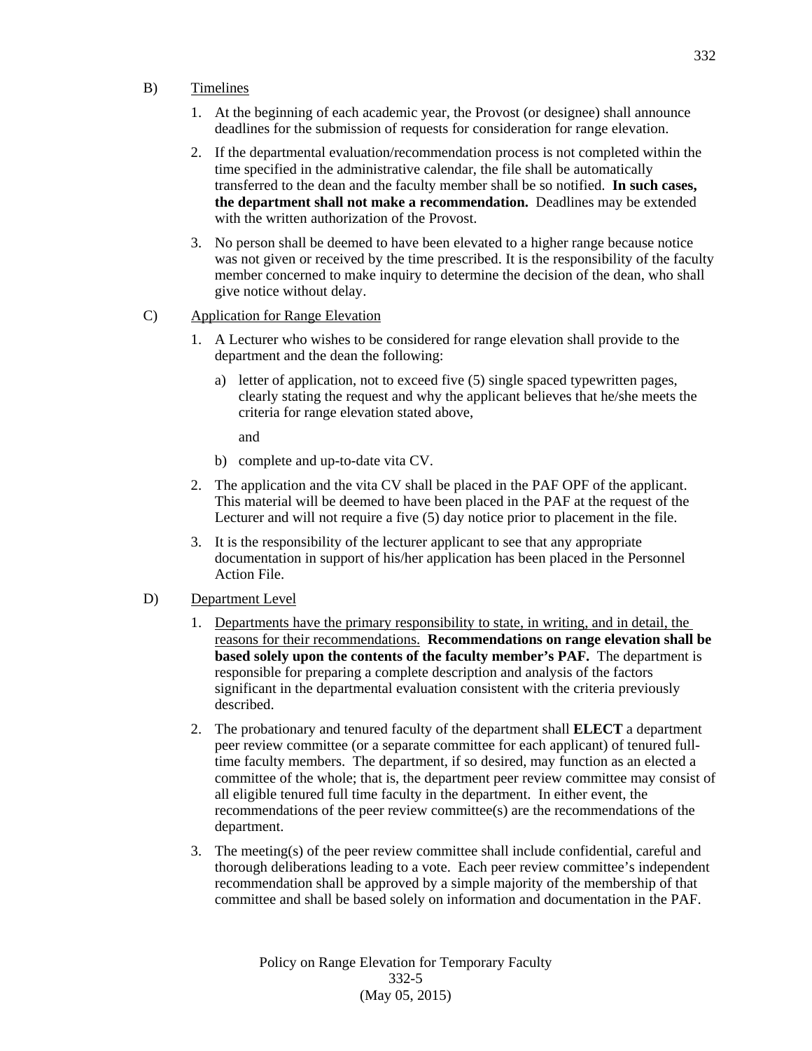B) <u>Timelines</u>

1. At the beginning of each academic year, the Provost (or designee) shall announce deadlines for the submission of requests for consideration for range elevation.

2. If the departmental evaluation/recommendation process is not completed within the time specified in the administrative calendar, the file shall be automatically transferred to the dean and the faculty member shall be so notified. **In such cases, the department shall not make a recommendation.** Deadlines may be extended with the written authorization of the Provost.

3. No person shall be deemed to have been elevated to a higher range because notice was not given or received by the time prescribed. It is the responsibility of the faculty member concerned to make inquiry to determine the decision of the dean, who shall give notice without delay.

C) <u>Application for Range Elevation</u>

1. A Lecturer who wishes to be considered for range elevation shall provide to the department and the dean the following:

   a) letter of application, not to exceed five (5) single spaced typewritten pages, clearly stating the request and why the applicant believes that he/she meets the criteria for range elevation stated above,

      and

   b) complete and up-to-date vita CV.

2. The application and the vita CV shall be placed in the PAF OPF of the applicant. This material will be deemed to have been placed in the PAF at the request of the Lecturer and will not require a five (5) day notice prior to placement in the file.

3. It is the responsibility of the lecturer applicant to see that any appropriate documentation in support of his/her application has been placed in the Personnel Action File.

D) <u>Department Level</u>

1. <u>Departments have the primary responsibility to state, in writing, and in detail, the reasons for their recommendations.</u> **Recommendations on range elevation shall be based solely upon the contents of the faculty member's PAF.** The department is responsible for preparing a complete description and analysis of the factors significant in the departmental evaluation consistent with the criteria previously described.

2. The probationary and tenured faculty of the department shall **ELECT** a department peer review committee (or a separate committee for each applicant) of tenured full-time faculty members. The department, if so desired, may function as an elected a committee of the whole; that is, the department peer review committee may consist of all eligible tenured full time faculty in the department. In either event, the recommendations of the peer review committee(s) are the recommendations of the department.

3. The meeting(s) of the peer review committee shall include confidential, careful and thorough deliberations leading to a vote. Each peer review committee's independent recommendation shall be approved by a simple majority of the membership of that committee and shall be based solely on information and documentation in the PAF.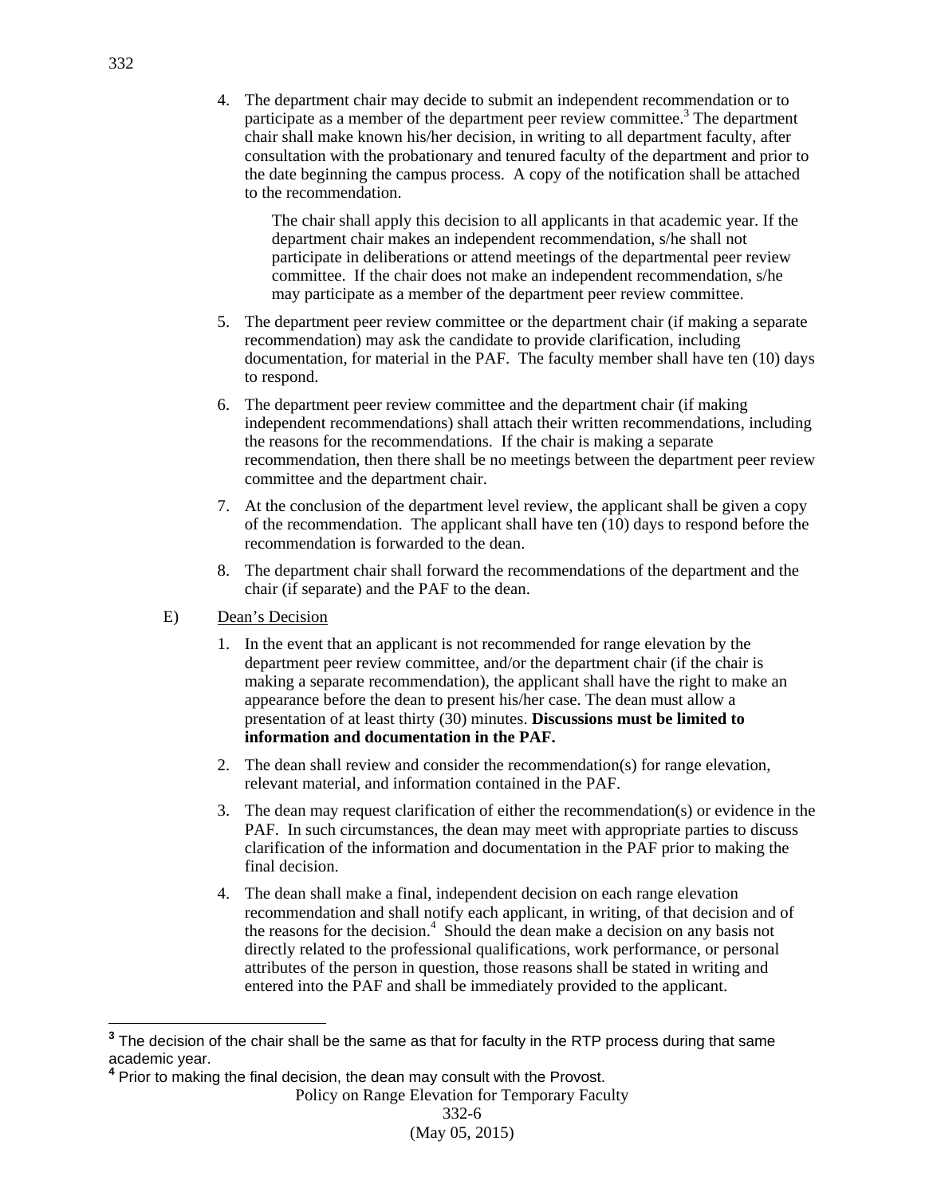4. The department chair may decide to submit an independent recommendation or to participate as a member of the department peer review committee.[3] The department chair shall make known his/her decision, in writing to all department faculty, after consultation with the probationary and tenured faculty of the department and prior to the date beginning the campus process. A copy of the notification shall be attached to the recommendation.

   The chair shall apply this decision to all applicants in that academic year. If the department chair makes an independent recommendation, s/he shall not participate in deliberations or attend meetings of the departmental peer review committee. If the chair does not make an independent recommendation, s/he may participate as a member of the department peer review committee.

5. The department peer review committee or the department chair (if making a separate recommendation) may ask the candidate to provide clarification, including documentation, for material in the PAF. The faculty member shall have ten (10) days to respond.

6. The department peer review committee and the department chair (if making independent recommendations) shall attach their written recommendations, including the reasons for the recommendations. If the chair is making a separate recommendation, then there shall be no meetings between the department peer review committee and the department chair.

7. At the conclusion of the department level review, the applicant shall be given a copy of the recommendation. The applicant shall have ten (10) days to respond before the recommendation is forwarded to the dean.

8. The department chair shall forward the recommendations of the department and the chair (if separate) and the PAF to the dean.

E) Dean's Decision

1. In the event that an applicant is not recommended for range elevation by the department peer review committee, and/or the department chair (if the chair is making a separate recommendation), the applicant shall have the right to make an appearance before the dean to present his/her case. The dean must allow a presentation of at least thirty (30) minutes. **Discussions must be limited to information and documentation in the PAF.**

2. The dean shall review and consider the recommendation(s) for range elevation, relevant material, and information contained in the PAF.

3. The dean may request clarification of either the recommendation(s) or evidence in the PAF. In such circumstances, the dean may meet with appropriate parties to discuss clarification of the information and documentation in the PAF prior to making the final decision.

4. The dean shall make a final, independent decision on each range elevation recommendation and shall notify each applicant, in writing, of that decision and of the reasons for the decision.[4] Should the dean make a decision on any basis not directly related to the professional qualifications, work performance, or personal attributes of the person in question, those reasons shall be stated in writing and entered into the PAF and shall be immediately provided to the applicant.

---

[3] The decision of the chair shall be the same as that for faculty in the RTP process during that same academic year.

[4] Prior to making the final decision, the dean may consult with the Provost.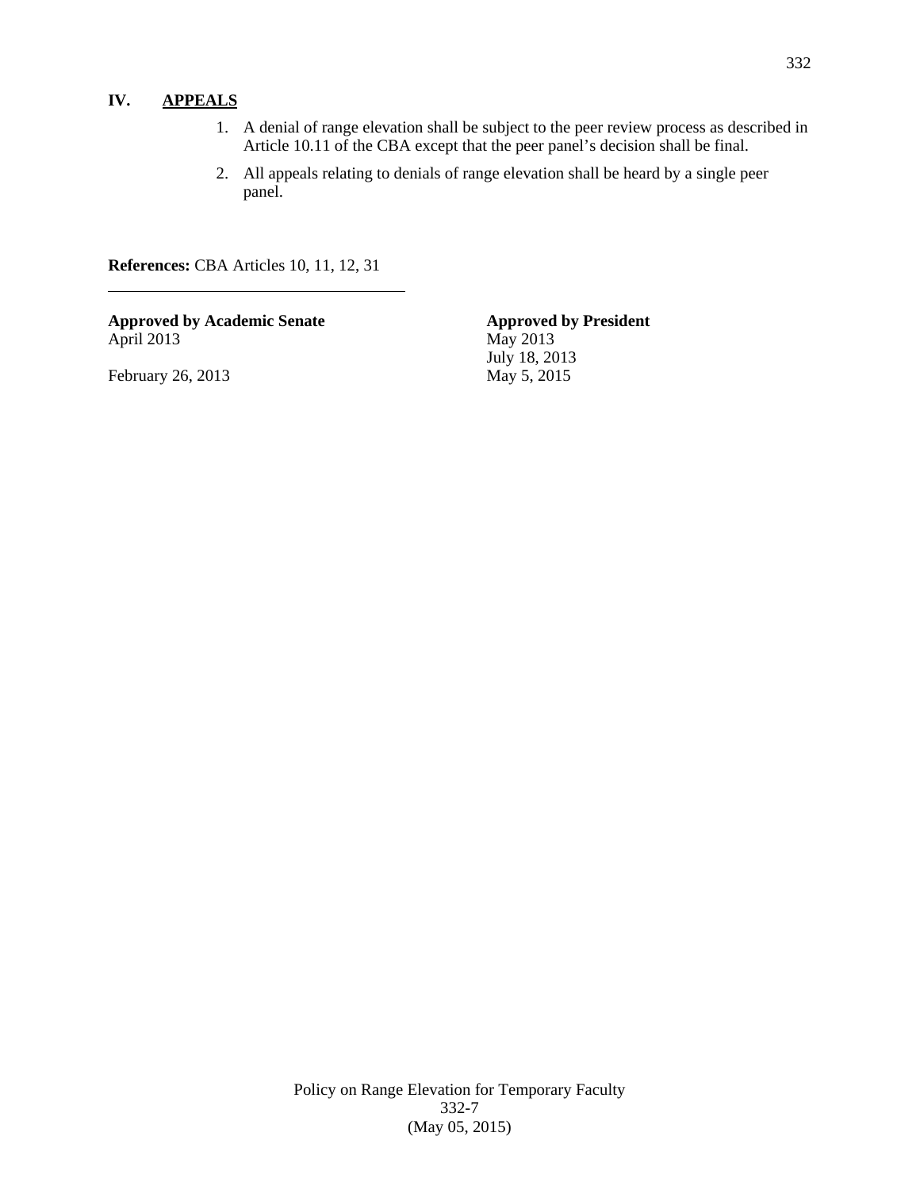## IV. APPEALS

1. A denial of range elevation shall be subject to the peer review process as described in Article 10.11 of the CBA except that the peer panel's decision shall be final.
2. All appeals relating to denials of range elevation shall be heard by a single peer panel.

**References:** CBA Articles 10, 11, 12, 31

| **Approved by Academic Senate** | **Approved by President** |
| --- | --- |
| April 2013 | May 2013 |
| | July 18, 2013 |
| February 26, 2013 | May 5, 2015 |